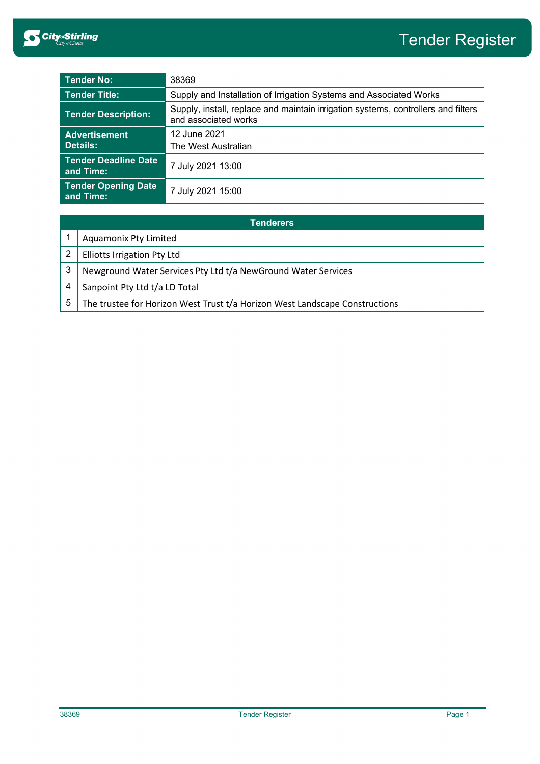# Tender Register

| | |
|---|---|
| **Tender No:** | 38369 |
| **Tender Title:** | Supply and Installation of Irrigation Systems and Associated Works |
| **Tender Description:** | Supply, install, replace and maintain irrigation systems, controllers and filters and associated works |
| **Advertisement Details:** | 12 June 2021<br>The West Australian |
| **Tender Deadline Date and Time:** | 7 July 2021 13:00 |
| **Tender Opening Date and Time:** | 7 July 2021 15:00 |

| | Tenderers |
|---|---|
| 1 | Aquamonix Pty Limited |
| 2 | Elliotts Irrigation Pty Ltd |
| 3 | Newground Water Services Pty Ltd t/a NewGround Water Services |
| 4 | Sanpoint Pty Ltd t/a LD Total |
| 5 | The trustee for Horizon West Trust t/a Horizon West Landscape Constructions |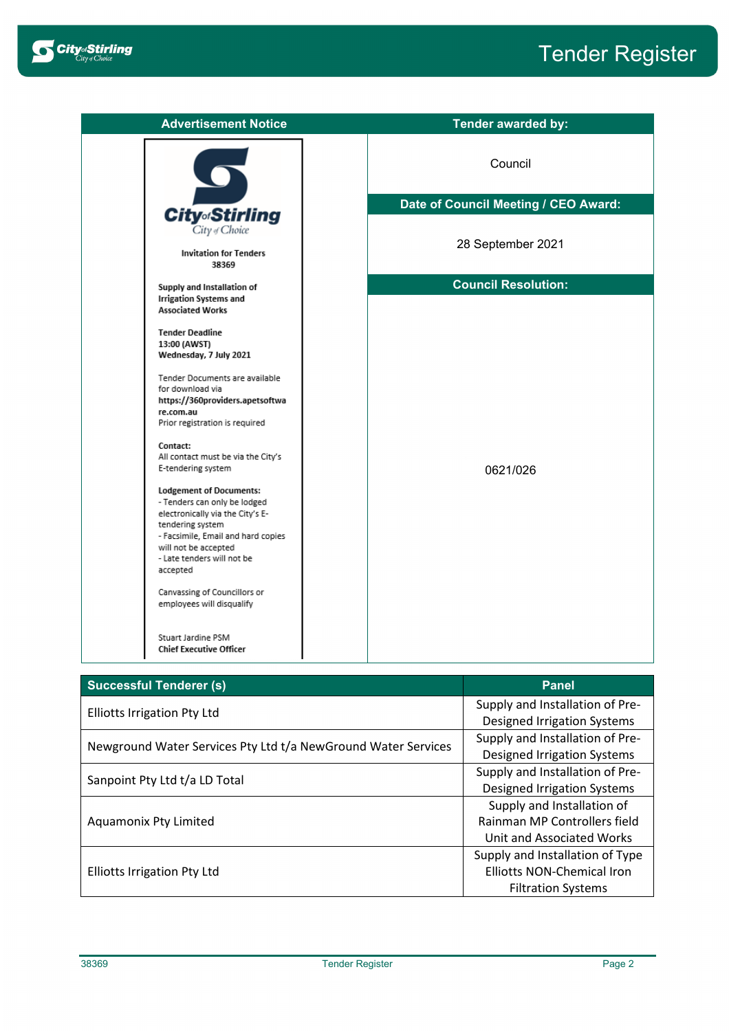| Advertisement Notice | Tender awarded by: |
|---|---|
| City of Stirling<br>City of Choice<br><br>**Invitation for Tenders**<br>**38369**<br><br>**Supply and Installation of Irrigation Systems and Associated Works**<br><br>**Tender Deadline**<br>**13:00 (AWST)**<br>**Wednesday, 7 July 2021**<br><br>Tender Documents are available for download via **https://360providers.apetsoftware.com.au**<br>Prior registration is required<br><br>**Contact:**<br>All contact must be via the City's E-tendering system<br><br>**Lodgement of Documents:**<br>- Tenders can only be lodged electronically via the City's E-tendering system<br>- Facsimile, Email and hard copies will not be accepted<br>- Late tenders will not be accepted<br><br>Canvassing of Councillors or employees will disqualify<br><br>Stuart Jardine PSM<br>**Chief Executive Officer** | Council<br><br>**Date of Council Meeting / CEO Award:**<br><br>28 September 2021<br><br>**Council Resolution:**<br><br>0621/026 |

| Successful Tenderer (s) | Panel |
|---|---|
| Elliotts Irrigation Pty Ltd | Supply and Installation of Pre-Designed Irrigation Systems |
| Newground Water Services Pty Ltd t/a NewGround Water Services | Supply and Installation of Pre-Designed Irrigation Systems |
| Sanpoint Pty Ltd t/a LD Total | Supply and Installation of Pre-Designed Irrigation Systems |
| Aquamonix Pty Limited | Supply and Installation of Rainman MP Controllers field Unit and Associated Works |
| Elliotts Irrigation Pty Ltd | Supply and Installation of Type Elliotts NON-Chemical Iron Filtration Systems |